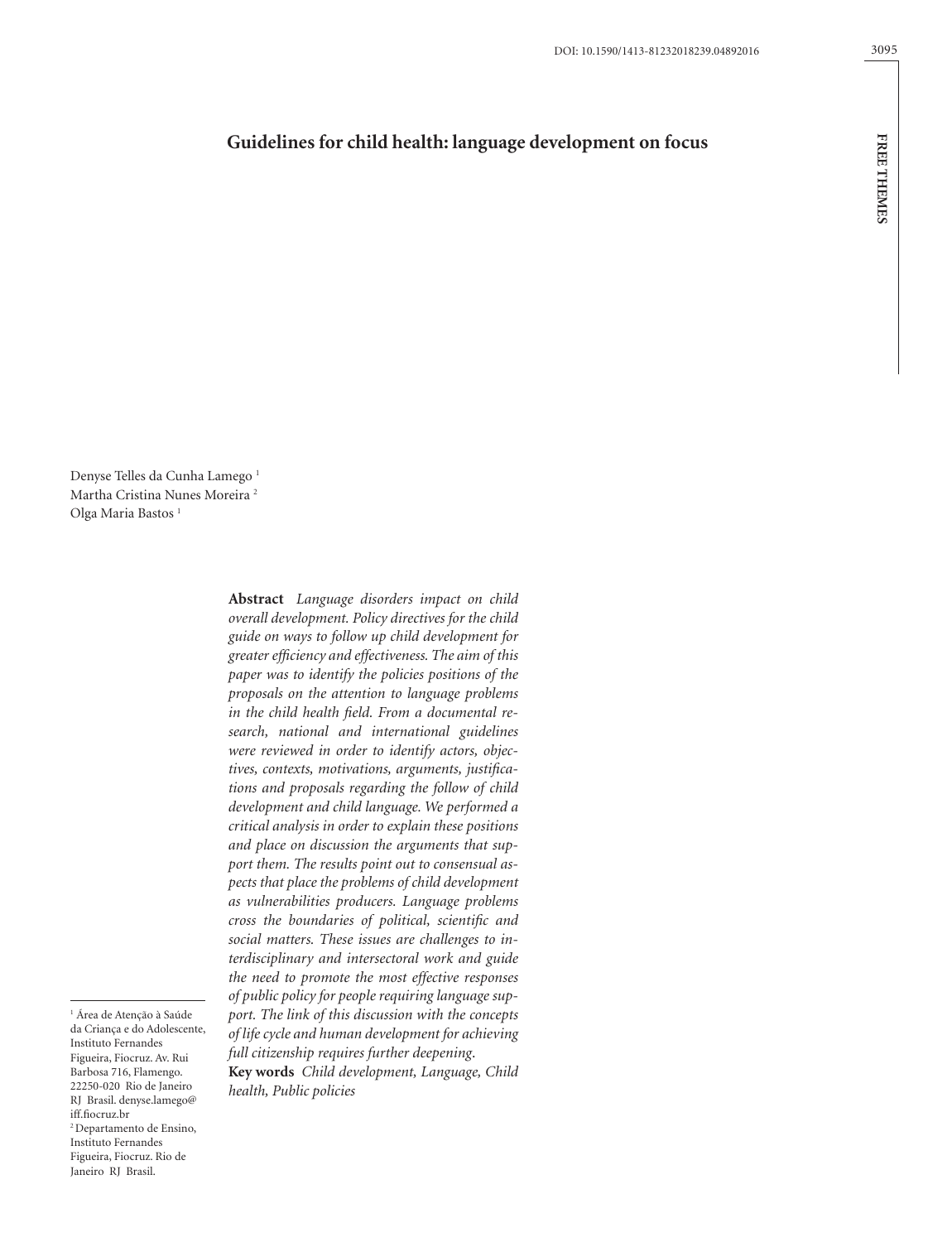DOI: 10.1590/1413-81232018239.04892016

FREE THEMES

# Guidelines for child health: language development on focus

Denyse Telles da Cunha Lamego [1]
Martha Cristina Nunes Moreira [2]
Olga Maria Bastos [1]

**Abstract** *Language disorders impact on child overall development. Policy directives for the child guide on ways to follow up child development for greater efficiency and effectiveness. The aim of this paper was to identify the policies positions of the proposals on the attention to language problems in the child health field. From a documental research, national and international guidelines were reviewed in order to identify actors, objectives, contexts, motivations, arguments, justifications and proposals regarding the follow of child development and child language. We performed a critical analysis in order to explain these positions and place on discussion the arguments that support them. The results point out to consensual aspects that place the problems of child development as vulnerabilities producers. Language problems cross the boundaries of political, scientific and social matters. These issues are challenges to interdisciplinary and intersectoral work and guide the need to promote the most effective responses of public policy for people requiring language support. The link of this discussion with the concepts of life cycle and human development for achieving full citizenship requires further deepening.*

**Key words** *Child development, Language, Child health, Public policies*

[1] Área de Atenção à Saúde da Criança e do Adolescente, Instituto Fernandes Figueira, Fiocruz. Av. Rui Barbosa 716, Flamengo. 22250-020 Rio de Janeiro RJ Brasil. denyse.lamego@iff.fiocruz.br
[2] Departamento de Ensino, Instituto Fernandes Figueira, Fiocruz. Rio de Janeiro RJ Brasil.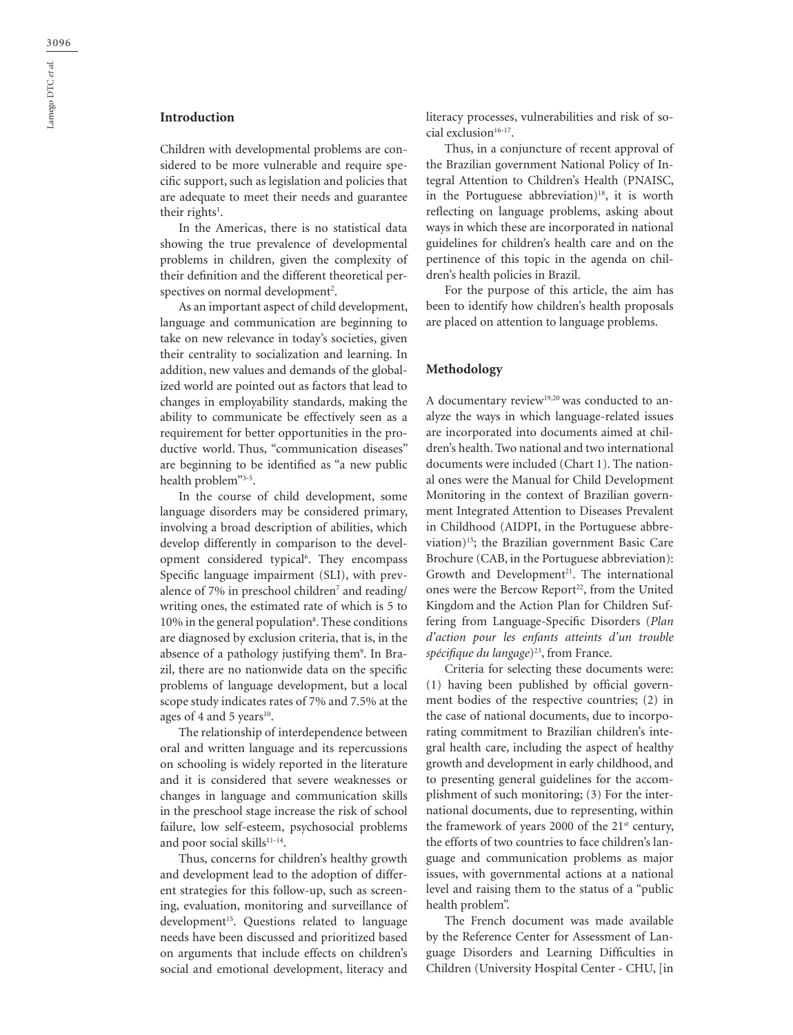## Introduction

Children with developmental problems are considered to be more vulnerable and require specific support, such as legislation and policies that are adequate to meet their needs and guarantee their rights[1].

In the Americas, there is no statistical data showing the true prevalence of developmental problems in children, given the complexity of their definition and the different theoretical perspectives on normal development[2].

As an important aspect of child development, language and communication are beginning to take on new relevance in today's societies, given their centrality to socialization and learning. In addition, new values and demands of the globalized world are pointed out as factors that lead to changes in employability standards, making the ability to communicate be effectively seen as a requirement for better opportunities in the productive world. Thus, "communication diseases" are beginning to be identified as "a new public health problem"[3-5].

In the course of child development, some language disorders may be considered primary, involving a broad description of abilities, which develop differently in comparison to the development considered typical[6]. They encompass Specific language impairment (SLI), with prevalence of 7% in preschool children[7] and reading/writing ones, the estimated rate of which is 5 to 10% in the general population[8]. These conditions are diagnosed by exclusion criteria, that is, in the absence of a pathology justifying them[9]. In Brazil, there are no nationwide data on the specific problems of language development, but a local scope study indicates rates of 7% and 7.5% at the ages of 4 and 5 years[10].

The relationship of interdependence between oral and written language and its repercussions on schooling is widely reported in the literature and it is considered that severe weaknesses or changes in language and communication skills in the preschool stage increase the risk of school failure, low self-esteem, psychosocial problems and poor social skills[11-14].

Thus, concerns for children's healthy growth and development lead to the adoption of different strategies for this follow-up, such as screening, evaluation, monitoring and surveillance of development[15]. Questions related to language needs have been discussed and prioritized based on arguments that include effects on children's social and emotional development, literacy and literacy processes, vulnerabilities and risk of social exclusion[16-17].

Thus, in a conjuncture of recent approval of the Brazilian government National Policy of Integral Attention to Children's Health (PNAISC, in the Portuguese abbreviation)[18], it is worth reflecting on language problems, asking about ways in which these are incorporated in national guidelines for children's health care and on the pertinence of this topic in the agenda on children's health policies in Brazil.

For the purpose of this article, the aim has been to identify how children's health proposals are placed on attention to language problems.

## Methodology

A documentary review[19,20] was conducted to analyze the ways in which language-related issues are incorporated into documents aimed at children's health. Two national and two international documents were included (Chart 1). The national ones were the Manual for Child Development Monitoring in the context of Brazilian government Integrated Attention to Diseases Prevalent in Childhood (AIDPI, in the Portuguese abbreviation)[15]; the Brazilian government Basic Care Brochure (CAB, in the Portuguese abbreviation): Growth and Development[21]. The international ones were the Bercow Report[22], from the United Kingdom and the Action Plan for Children Suffering from Language-Specific Disorders (*Plan d'action pour les enfants atteints d'un trouble spécifique du langage*)[23], from France.

Criteria for selecting these documents were: (1) having been published by official government bodies of the respective countries; (2) in the case of national documents, due to incorporating commitment to Brazilian children's integral health care, including the aspect of healthy growth and development in early childhood, and to presenting general guidelines for the accomplishment of such monitoring; (3) For the international documents, due to representing, within the framework of years 2000 of the 21st century, the efforts of two countries to face children's language and communication problems as major issues, with governmental actions at a national level and raising them to the status of a "public health problem".

The French document was made available by the Reference Center for Assessment of Language Disorders and Learning Difficulties in Children (University Hospital Center - CHU, [in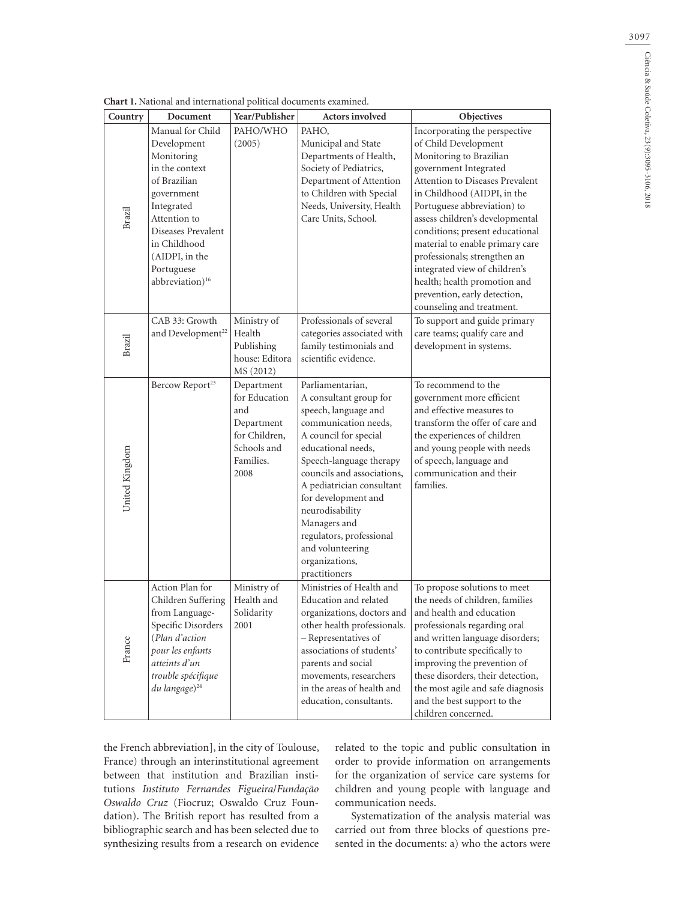**Chart 1.** National and international political documents examined.

| Country | Document | Year/Publisher | Actors involved | Objectives |
|---|---|---|---|---|
| Brazil | Manual for Child Development Monitoring in the context of Brazilian government Integrated Attention to Diseases Prevalent in Childhood (AIDPI, in the Portuguese abbreviation)[16] | PAHO/WHO (2005) | PAHO, Municipal and State Departments of Health, Society of Pediatrics, Department of Attention to Children with Special Needs, University, Health Care Units, School. | Incorporating the perspective of Child Development Monitoring to Brazilian government Integrated Attention to Diseases Prevalent in Childhood (AIDPI, in the Portuguese abbreviation) to assess children's developmental conditions; present educational material to enable primary care professionals; strengthen an integrated view of children's health; health promotion and prevention, early detection, counseling and treatment. |
| Brazil | CAB 33: Growth and Development[22] | Ministry of Health Publishing house: Editora MS (2012) | Professionals of several categories associated with family testimonials and scientific evidence. | To support and guide primary care teams; qualify care and development in systems. |
| United Kingdom | Bercow Report[23] | Department for Education and Department for Children, Schools and Families. 2008 | Parliamentarian, A consultant group for speech, language and communication needs, A council for special educational needs, Speech-language therapy councils and associations, A pediatrician consultant for development and neurodisability Managers and regulators, professional and volunteering organizations, practitioners | To recommend to the government more efficient and effective measures to transform the offer of care and the experiences of children and young people with needs of speech, language and communication and their families. |
| France | Action Plan for Children Suffering from Language-Specific Disorders (*Plan d'action pour les enfants atteints d'un trouble spécifique du langage*)[24] | Ministry of Health and Solidarity 2001 | Ministries of Health and Education and related organizations, doctors and other health professionals. – Representatives of associations of students' parents and social movements, researchers in the areas of health and education, consultants. | To propose solutions to meet the needs of children, families and health and education professionals regarding oral and written language disorders; to contribute specifically to improving the prevention of these disorders, their detection, the most agile and safe diagnosis and the best support to the children concerned. |

the French abbreviation], in the city of Toulouse, France) through an interinstitutional agreement between that institution and Brazilian institutions *Instituto Fernandes Figueira/Fundação Oswaldo Cruz* (Fiocruz; Oswaldo Cruz Foundation). The British report has resulted from a bibliographic search and has been selected due to synthesizing results from a research on evidence related to the topic and public consultation in order to provide information on arrangements for the organization of service care systems for children and young people with language and communication needs.

Systematization of the analysis material was carried out from three blocks of questions presented in the documents: a) who the actors were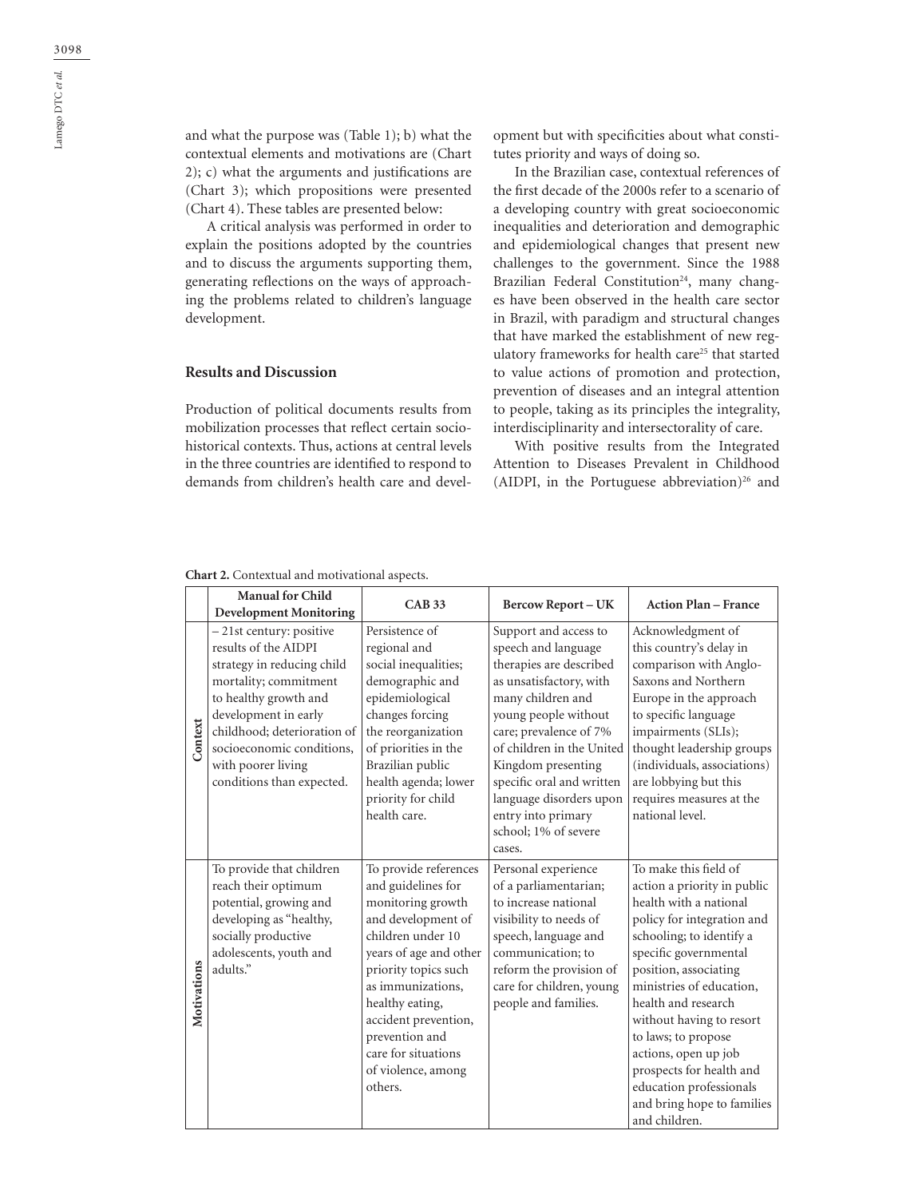and what the purpose was (Table 1); b) what the contextual elements and motivations are (Chart 2); c) what the arguments and justifications are (Chart 3); which propositions were presented (Chart 4). These tables are presented below:

A critical analysis was performed in order to explain the positions adopted by the countries and to discuss the arguments supporting them, generating reflections on the ways of approaching the problems related to children's language development.

## Results and Discussion

Production of political documents results from mobilization processes that reflect certain socio-historical contexts. Thus, actions at central levels in the three countries are identified to respond to demands from children's health care and development but with specificities about what constitutes priority and ways of doing so.

In the Brazilian case, contextual references of the first decade of the 2000s refer to a scenario of a developing country with great socioeconomic inequalities and deterioration and demographic and epidemiological changes that present new challenges to the government. Since the 1988 Brazilian Federal Constitution[24], many changes have been observed in the health care sector in Brazil, with paradigm and structural changes that have marked the establishment of new regulatory frameworks for health care[25] that started to value actions of promotion and protection, prevention of diseases and an integral attention to people, taking as its principles the integrality, interdisciplinarity and intersectorality of care.

With positive results from the Integrated Attention to Diseases Prevalent in Childhood (AIDPI, in the Portuguese abbreviation)[26] and

**Chart 2.** Contextual and motivational aspects.

| | Manual for Child Development Monitoring | CAB 33 | Bercow Report – UK | Action Plan – France |
|---|---|---|---|---|
| **Context** | – 21st century: positive results of the AIDPI strategy in reducing child mortality; commitment to healthy growth and development in early childhood; deterioration of socioeconomic conditions, with poorer living conditions than expected. | Persistence of regional and social inequalities; demographic and epidemiological changes forcing the reorganization of priorities in the Brazilian public health agenda; lower priority for child health care. | Support and access to speech and language therapies are described as unsatisfactory, with many children and young people without care; prevalence of 7% of children in the United Kingdom presenting specific oral and written language disorders upon entry into primary school; 1% of severe cases. | Acknowledgment of this country's delay in comparison with Anglo-Saxons and Northern Europe in the approach to specific language impairments (SLIs); thought leadership groups (individuals, associations) are lobbying but this requires measures at the national level. |
| **Motivations** | To provide that children reach their optimum potential, growing and developing as "healthy, socially productive adolescents, youth and adults." | To provide references and guidelines for monitoring growth and development of children under 10 years of age and other priority topics such as immunizations, healthy eating, accident prevention, prevention and care for situations of violence, among others. | Personal experience of a parliamentarian; to increase national visibility to needs of speech, language and communication; to reform the provision of care for children, young people and families. | To make this field of action a priority in public health with a national policy for integration and schooling; to identify a specific governmental position, associating ministries of education, health and research without having to resort to laws; to propose actions, open up job prospects for health and education professionals and bring hope to families and children. |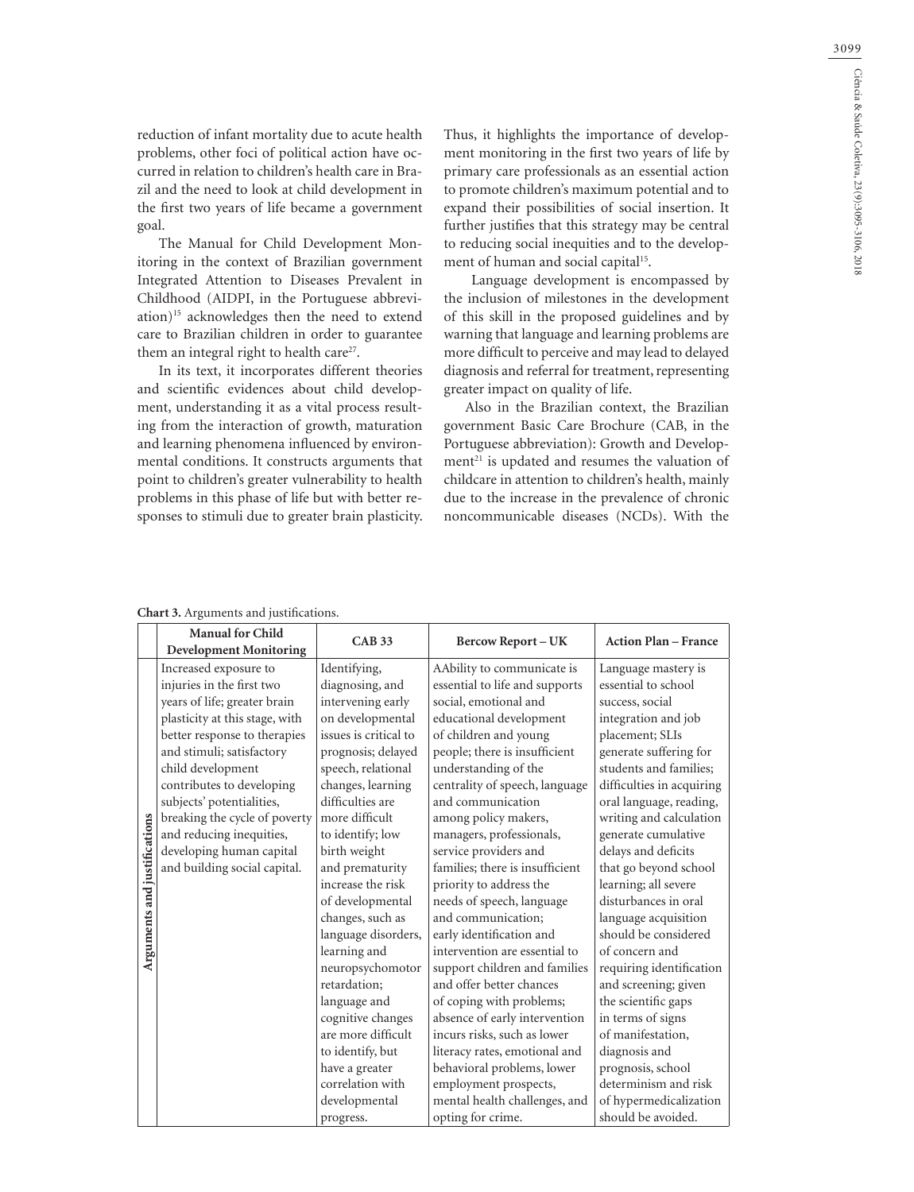reduction of infant mortality due to acute health problems, other foci of political action have occurred in relation to children's health care in Brazil and the need to look at child development in the first two years of life became a government goal.

The Manual for Child Development Monitoring in the context of Brazilian government Integrated Attention to Diseases Prevalent in Childhood (AIDPI, in the Portuguese abbreviation)[15] acknowledges then the need to extend care to Brazilian children in order to guarantee them an integral right to health care[27].

In its text, it incorporates different theories and scientific evidences about child development, understanding it as a vital process resulting from the interaction of growth, maturation and learning phenomena influenced by environmental conditions. It constructs arguments that point to children's greater vulnerability to health problems in this phase of life but with better responses to stimuli due to greater brain plasticity. Thus, it highlights the importance of development monitoring in the first two years of life by primary care professionals as an essential action to promote children's maximum potential and to expand their possibilities of social insertion. It further justifies that this strategy may be central to reducing social inequities and to the development of human and social capital[15].

Language development is encompassed by the inclusion of milestones in the development of this skill in the proposed guidelines and by warning that language and learning problems are more difficult to perceive and may lead to delayed diagnosis and referral for treatment, representing greater impact on quality of life.

Also in the Brazilian context, the Brazilian government Basic Care Brochure (CAB, in the Portuguese abbreviation): Growth and Development[21] is updated and resumes the valuation of childcare in attention to children's health, mainly due to the increase in the prevalence of chronic noncommunicable diseases (NCDs). With the

**Chart 3.** Arguments and justifications.

| | Manual for Child Development Monitoring | CAB 33 | Bercow Report – UK | Action Plan – France |
|---|---|---|---|---|
| **Arguments and justifications** | Increased exposure to injuries in the first two years of life; greater brain plasticity at this stage, with better response to therapies and stimuli; satisfactory child development contributes to developing subjects' potentialities, breaking the cycle of poverty and reducing inequities, developing human capital and building social capital. | Identifying, diagnosing, and intervening early on developmental issues is critical to prognosis; delayed speech, relational changes, learning difficulties are more difficult to identify; low birth weight and prematurity increase the risk of developmental changes, such as language disorders, learning and neuropsychomotor retardation; language and cognitive changes are more difficult to identify, but have a greater correlation with developmental progress. | AAbility to communicate is essential to life and supports social, emotional and educational development of children and young people; there is insufficient understanding of the centrality of speech, language and communication among policy makers, managers, professionals, service providers and families; there is insufficient priority to address the needs of speech, language and communication; early identification and intervention are essential to support children and families and offer better chances of coping with problems; absence of early intervention incurs risks, such as lower literacy rates, emotional and behavioral problems, lower employment prospects, mental health challenges, and opting for crime. | Language mastery is essential to school success, social integration and job placement; SLIs generate suffering for students and families; difficulties in acquiring oral language, reading, writing and calculation generate cumulative delays and deficits that go beyond school learning; all severe disturbances in oral language acquisition should be considered of concern and requiring identification and screening; given the scientific gaps in terms of signs of manifestation, diagnosis and prognosis, school determinism and risk of hypermedicalization should be avoided. |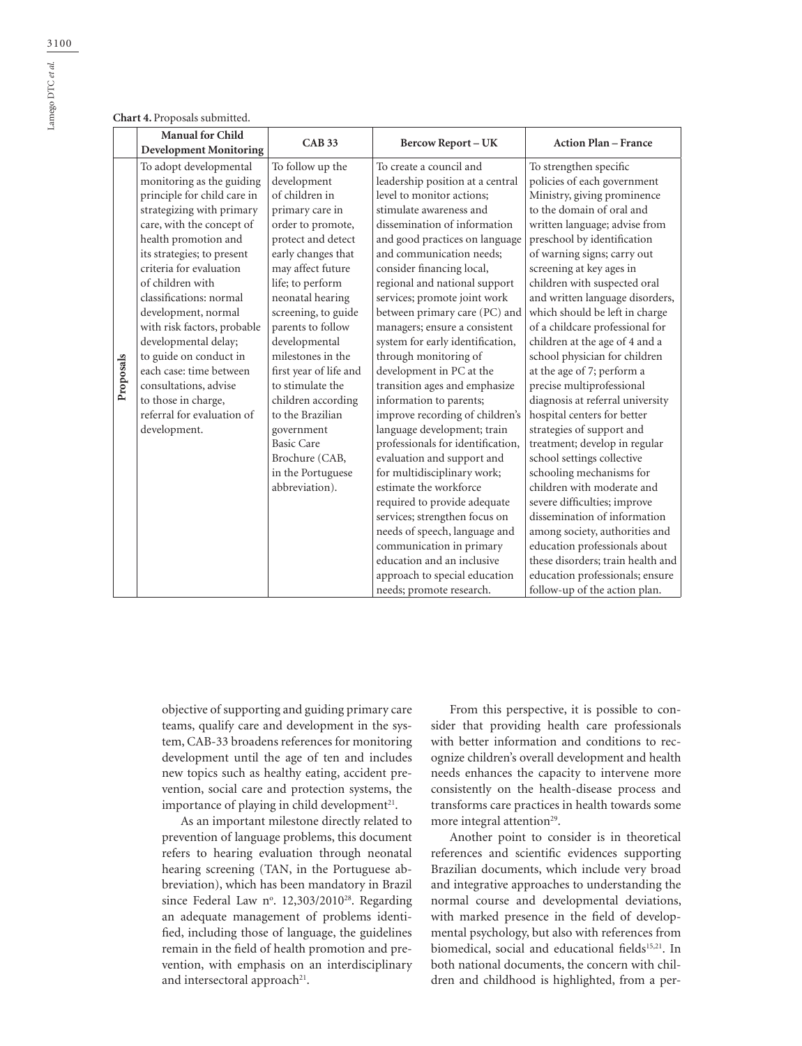**Chart 4.** Proposals submitted.

| | Manual for Child Development Monitoring | CAB 33 | Bercow Report – UK | Action Plan – France |
|---|---|---|---|---|
| **Proposals** | To adopt developmental monitoring as the guiding principle for child care in strategizing with primary care, with the concept of health promotion and its strategies; to present criteria for evaluation of children with classifications: normal development, normal with risk factors, probable developmental delay; to guide on conduct in each case: time between consultations, advise to those in charge, referral for evaluation of development. | To follow up the development of children in primary care in order to promote, protect and detect early changes that may affect future life; to perform neonatal hearing screening, to guide parents to follow developmental milestones in the first year of life and to stimulate the children according to the Brazilian government Basic Care Brochure (CAB, in the Portuguese abbreviation). | To create a council and leadership position at a central level to monitor actions; stimulate awareness and dissemination of information and good practices on language and communication needs; consider financing local, regional and national support services; promote joint work between primary care (PC) and managers; ensure a consistent system for early identification, through monitoring of development in PC at the transition ages and emphasize information to parents; improve recording of children's language development; train professionals for identification, evaluation and support and for multidisciplinary work; estimate the workforce required to provide adequate services; strengthen focus on needs of speech, language and communication in primary education and an inclusive approach to special education needs; promote research. | To strengthen specific policies of each government Ministry, giving prominence to the domain of oral and written language; advise from preschool by identification of warning signs; carry out screening at key ages in children with suspected oral and written language disorders, which should be left in charge of a childcare professional for children at the age of 4 and a school physician for children at the age of 7; perform a precise multiprofessional diagnosis at referral university hospital centers for better strategies of support and treatment; develop in regular school settings collective schooling mechanisms for children with moderate and severe difficulties; improve dissemination of information among society, authorities and education professionals about these disorders; train health and education professionals; ensure follow-up of the action plan. |

objective of supporting and guiding primary care teams, qualify care and development in the system, CAB-33 broadens references for monitoring development until the age of ten and includes new topics such as healthy eating, accident prevention, social care and protection systems, the importance of playing in child development[21].

As an important milestone directly related to prevention of language problems, this document refers to hearing evaluation through neonatal hearing screening (TAN, in the Portuguese abbreviation), which has been mandatory in Brazil since Federal Law nº. 12,303/2010[28]. Regarding an adequate management of problems identified, including those of language, the guidelines remain in the field of health promotion and prevention, with emphasis on an interdisciplinary and intersectoral approach[21].

From this perspective, it is possible to consider that providing health care professionals with better information and conditions to recognize children's overall development and health needs enhances the capacity to intervene more consistently on the health-disease process and transforms care practices in health towards some more integral attention[29].

Another point to consider is in theoretical references and scientific evidences supporting Brazilian documents, which include very broad and integrative approaches to understanding the normal course and developmental deviations, with marked presence in the field of developmental psychology, but also with references from biomedical, social and educational fields[15,21]. In both national documents, the concern with children and childhood is highlighted, from a per-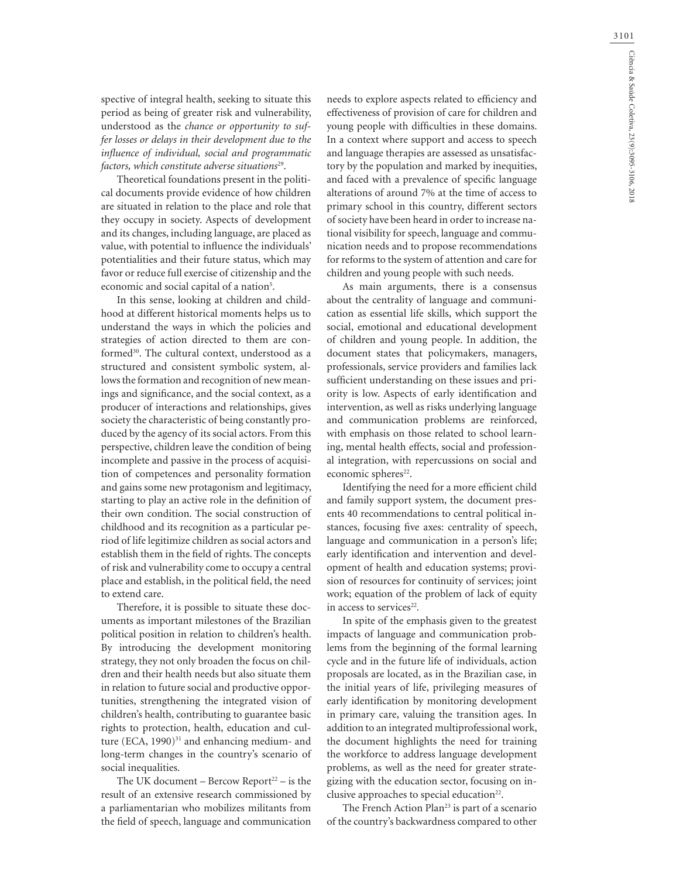spective of integral health, seeking to situate this period as being of greater risk and vulnerability, understood as the *chance or opportunity to suffer losses or delays in their development due to the influence of individual, social and programmatic factors, which constitute adverse situations*[29].

Theoretical foundations present in the political documents provide evidence of how children are situated in relation to the place and role that they occupy in society. Aspects of development and its changes, including language, are placed as value, with potential to influence the individuals' potentialities and their future status, which may favor or reduce full exercise of citizenship and the economic and social capital of a nation[5].

In this sense, looking at children and childhood at different historical moments helps us to understand the ways in which the policies and strategies of action directed to them are conformed[30]. The cultural context, understood as a structured and consistent symbolic system, allows the formation and recognition of new meanings and significance, and the social context, as a producer of interactions and relationships, gives society the characteristic of being constantly produced by the agency of its social actors. From this perspective, children leave the condition of being incomplete and passive in the process of acquisition of competences and personality formation and gains some new protagonism and legitimacy, starting to play an active role in the definition of their own condition. The social construction of childhood and its recognition as a particular period of life legitimize children as social actors and establish them in the field of rights. The concepts of risk and vulnerability come to occupy a central place and establish, in the political field, the need to extend care.

Therefore, it is possible to situate these documents as important milestones of the Brazilian political position in relation to children's health. By introducing the development monitoring strategy, they not only broaden the focus on children and their health needs but also situate them in relation to future social and productive opportunities, strengthening the integrated vision of children's health, contributing to guarantee basic rights to protection, health, education and culture (ECA, 1990)[31] and enhancing medium- and long-term changes in the country's scenario of social inequalities.

The UK document – Bercow Report[22] – is the result of an extensive research commissioned by a parliamentarian who mobilizes militants from the field of speech, language and communication needs to explore aspects related to efficiency and effectiveness of provision of care for children and young people with difficulties in these domains. In a context where support and access to speech and language therapies are assessed as unsatisfactory by the population and marked by inequities, and faced with a prevalence of specific language alterations of around 7% at the time of access to primary school in this country, different sectors of society have been heard in order to increase national visibility for speech, language and communication needs and to propose recommendations for reforms to the system of attention and care for children and young people with such needs.

As main arguments, there is a consensus about the centrality of language and communication as essential life skills, which support the social, emotional and educational development of children and young people. In addition, the document states that policymakers, managers, professionals, service providers and families lack sufficient understanding on these issues and priority is low. Aspects of early identification and intervention, as well as risks underlying language and communication problems are reinforced, with emphasis on those related to school learning, mental health effects, social and professional integration, with repercussions on social and economic spheres[22].

Identifying the need for a more efficient child and family support system, the document presents 40 recommendations to central political instances, focusing five axes: centrality of speech, language and communication in a person's life; early identification and intervention and development of health and education systems; provision of resources for continuity of services; joint work; equation of the problem of lack of equity in access to services[22].

In spite of the emphasis given to the greatest impacts of language and communication problems from the beginning of the formal learning cycle and in the future life of individuals, action proposals are located, as in the Brazilian case, in the initial years of life, privileging measures of early identification by monitoring development in primary care, valuing the transition ages. In addition to an integrated multiprofessional work, the document highlights the need for training the workforce to address language development problems, as well as the need for greater strategizing with the education sector, focusing on inclusive approaches to special education[22].

The French Action Plan[23] is part of a scenario of the country's backwardness compared to other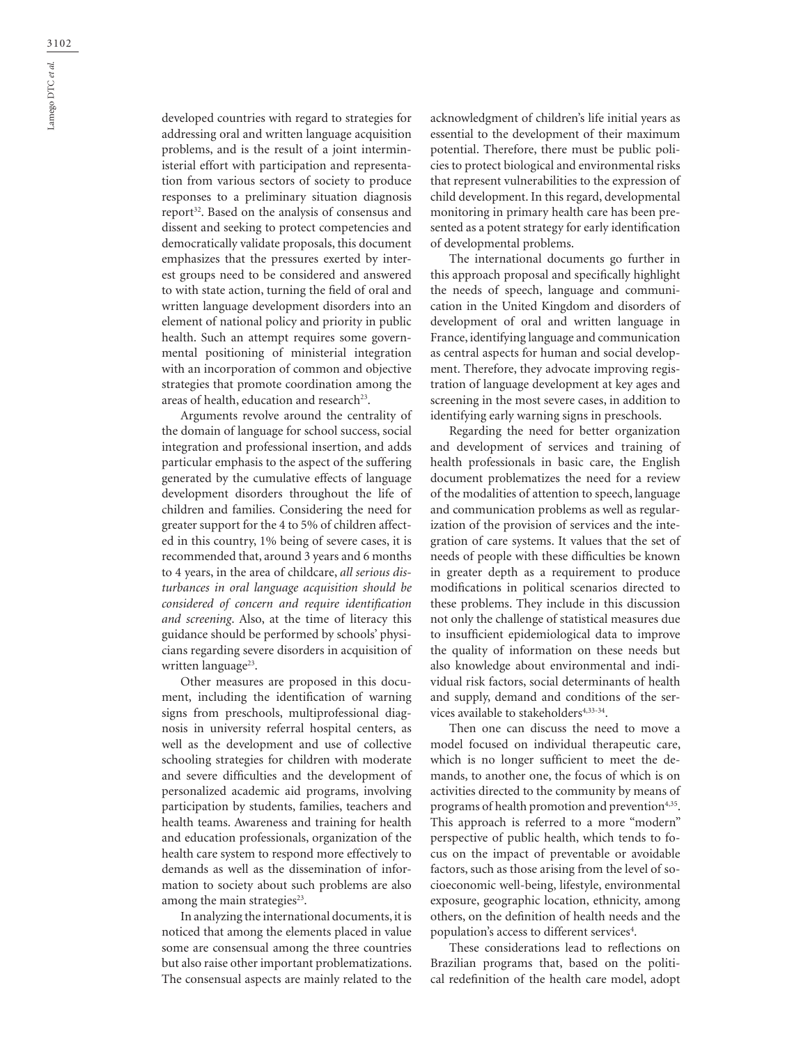developed countries with regard to strategies for addressing oral and written language acquisition problems, and is the result of a joint interministerial effort with participation and representation from various sectors of society to produce responses to a preliminary situation diagnosis report[32]. Based on the analysis of consensus and dissent and seeking to protect competencies and democratically validate proposals, this document emphasizes that the pressures exerted by interest groups need to be considered and answered to with state action, turning the field of oral and written language development disorders into an element of national policy and priority in public health. Such an attempt requires some governmental positioning of ministerial integration with an incorporation of common and objective strategies that promote coordination among the areas of health, education and research[23].

Arguments revolve around the centrality of the domain of language for school success, social integration and professional insertion, and adds particular emphasis to the aspect of the suffering generated by the cumulative effects of language development disorders throughout the life of children and families. Considering the need for greater support for the 4 to 5% of children affected in this country, 1% being of severe cases, it is recommended that, around 3 years and 6 months to 4 years, in the area of childcare, *all serious disturbances in oral language acquisition should be considered of concern and require identification and screening*. Also, at the time of literacy this guidance should be performed by schools' physicians regarding severe disorders in acquisition of written language[23].

Other measures are proposed in this document, including the identification of warning signs from preschools, multiprofessional diagnosis in university referral hospital centers, as well as the development and use of collective schooling strategies for children with moderate and severe difficulties and the development of personalized academic aid programs, involving participation by students, families, teachers and health teams. Awareness and training for health and education professionals, organization of the health care system to respond more effectively to demands as well as the dissemination of information to society about such problems are also among the main strategies[23].

In analyzing the international documents, it is noticed that among the elements placed in value some are consensual among the three countries but also raise other important problematizations. The consensual aspects are mainly related to the acknowledgment of children's life initial years as essential to the development of their maximum potential. Therefore, there must be public policies to protect biological and environmental risks that represent vulnerabilities to the expression of child development. In this regard, developmental monitoring in primary health care has been presented as a potent strategy for early identification of developmental problems.

The international documents go further in this approach proposal and specifically highlight the needs of speech, language and communication in the United Kingdom and disorders of development of oral and written language in France, identifying language and communication as central aspects for human and social development. Therefore, they advocate improving registration of language development at key ages and screening in the most severe cases, in addition to identifying early warning signs in preschools.

Regarding the need for better organization and development of services and training of health professionals in basic care, the English document problematizes the need for a review of the modalities of attention to speech, language and communication problems as well as regularization of the provision of services and the integration of care systems. It values that the set of needs of people with these difficulties be known in greater depth as a requirement to produce modifications in political scenarios directed to these problems. They include in this discussion not only the challenge of statistical measures due to insufficient epidemiological data to improve the quality of information on these needs but also knowledge about environmental and individual risk factors, social determinants of health and supply, demand and conditions of the services available to stakeholders[4,33-34].

Then one can discuss the need to move a model focused on individual therapeutic care, which is no longer sufficient to meet the demands, to another one, the focus of which is on activities directed to the community by means of programs of health promotion and prevention[4,35]. This approach is referred to a more "modern" perspective of public health, which tends to focus on the impact of preventable or avoidable factors, such as those arising from the level of socioeconomic well-being, lifestyle, environmental exposure, geographic location, ethnicity, among others, on the definition of health needs and the population's access to different services[4].

These considerations lead to reflections on Brazilian programs that, based on the political redefinition of the health care model, adopt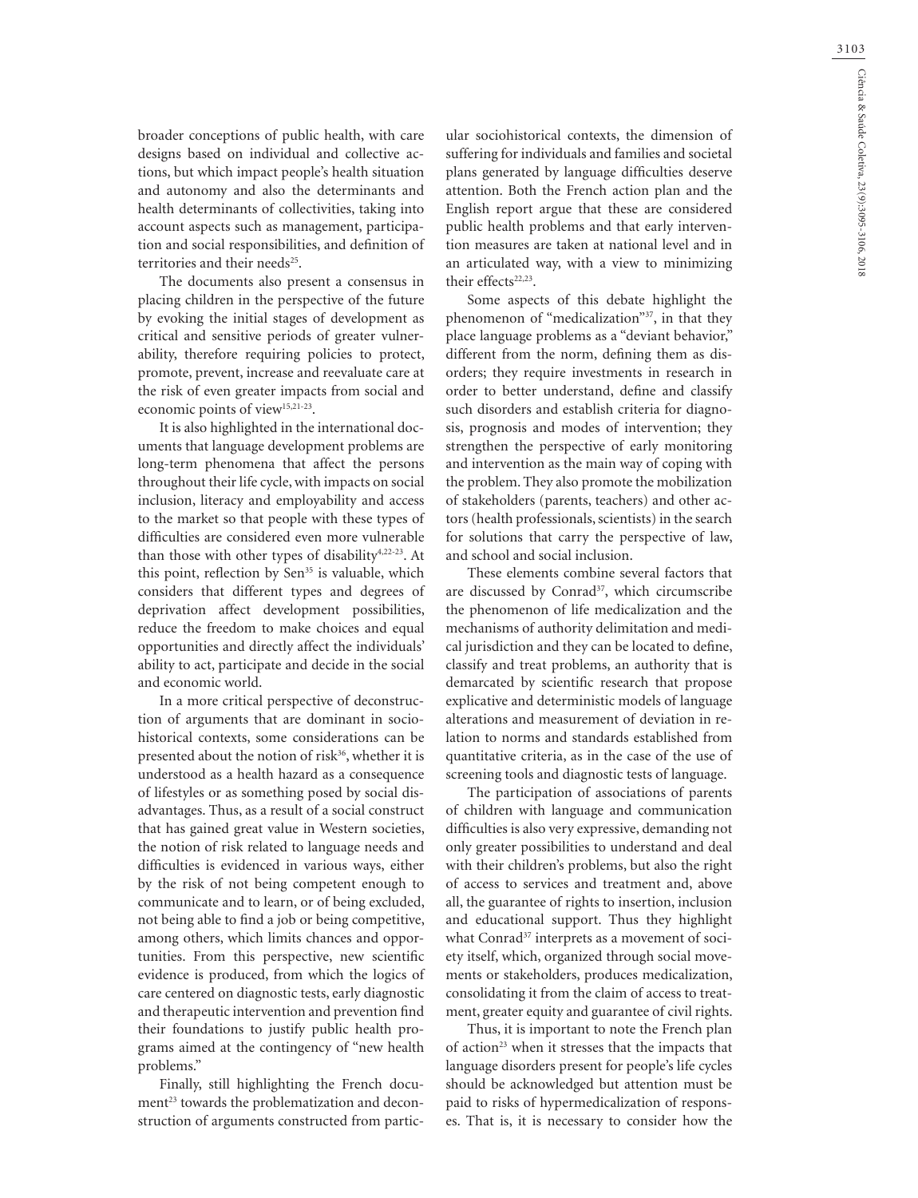broader conceptions of public health, with care designs based on individual and collective actions, but which impact people's health situation and autonomy and also the determinants and health determinants of collectivities, taking into account aspects such as management, participation and social responsibilities, and definition of territories and their needs[25].

The documents also present a consensus in placing children in the perspective of the future by evoking the initial stages of development as critical and sensitive periods of greater vulnerability, therefore requiring policies to protect, promote, prevent, increase and reevaluate care at the risk of even greater impacts from social and economic points of view[15,21-23].

It is also highlighted in the international documents that language development problems are long-term phenomena that affect the persons throughout their life cycle, with impacts on social inclusion, literacy and employability and access to the market so that people with these types of difficulties are considered even more vulnerable than those with other types of disability[4,22-23]. At this point, reflection by Sen[35] is valuable, which considers that different types and degrees of deprivation affect development possibilities, reduce the freedom to make choices and equal opportunities and directly affect the individuals' ability to act, participate and decide in the social and economic world.

In a more critical perspective of deconstruction of arguments that are dominant in sociohistorical contexts, some considerations can be presented about the notion of risk[36], whether it is understood as a health hazard as a consequence of lifestyles or as something posed by social disadvantages. Thus, as a result of a social construct that has gained great value in Western societies, the notion of risk related to language needs and difficulties is evidenced in various ways, either by the risk of not being competent enough to communicate and to learn, or of being excluded, not being able to find a job or being competitive, among others, which limits chances and opportunities. From this perspective, new scientific evidence is produced, from which the logics of care centered on diagnostic tests, early diagnostic and therapeutic intervention and prevention find their foundations to justify public health programs aimed at the contingency of "new health problems."

Finally, still highlighting the French document[23] towards the problematization and deconstruction of arguments constructed from particular sociohistorical contexts, the dimension of suffering for individuals and families and societal plans generated by language difficulties deserve attention. Both the French action plan and the English report argue that these are considered public health problems and that early intervention measures are taken at national level and in an articulated way, with a view to minimizing their effects[22,23].

Some aspects of this debate highlight the phenomenon of "medicalization"[37], in that they place language problems as a "deviant behavior," different from the norm, defining them as disorders; they require investments in research in order to better understand, define and classify such disorders and establish criteria for diagnosis, prognosis and modes of intervention; they strengthen the perspective of early monitoring and intervention as the main way of coping with the problem. They also promote the mobilization of stakeholders (parents, teachers) and other actors (health professionals, scientists) in the search for solutions that carry the perspective of law, and school and social inclusion.

These elements combine several factors that are discussed by Conrad[37], which circumscribe the phenomenon of life medicalization and the mechanisms of authority delimitation and medical jurisdiction and they can be located to define, classify and treat problems, an authority that is demarcated by scientific research that propose explicative and deterministic models of language alterations and measurement of deviation in relation to norms and standards established from quantitative criteria, as in the case of the use of screening tools and diagnostic tests of language.

The participation of associations of parents of children with language and communication difficulties is also very expressive, demanding not only greater possibilities to understand and deal with their children's problems, but also the right of access to services and treatment and, above all, the guarantee of rights to insertion, inclusion and educational support. Thus they highlight what Conrad[37] interprets as a movement of society itself, which, organized through social movements or stakeholders, produces medicalization, consolidating it from the claim of access to treatment, greater equity and guarantee of civil rights.

Thus, it is important to note the French plan of action[23] when it stresses that the impacts that language disorders present for people's life cycles should be acknowledged but attention must be paid to risks of hypermedicalization of responses. That is, it is necessary to consider how the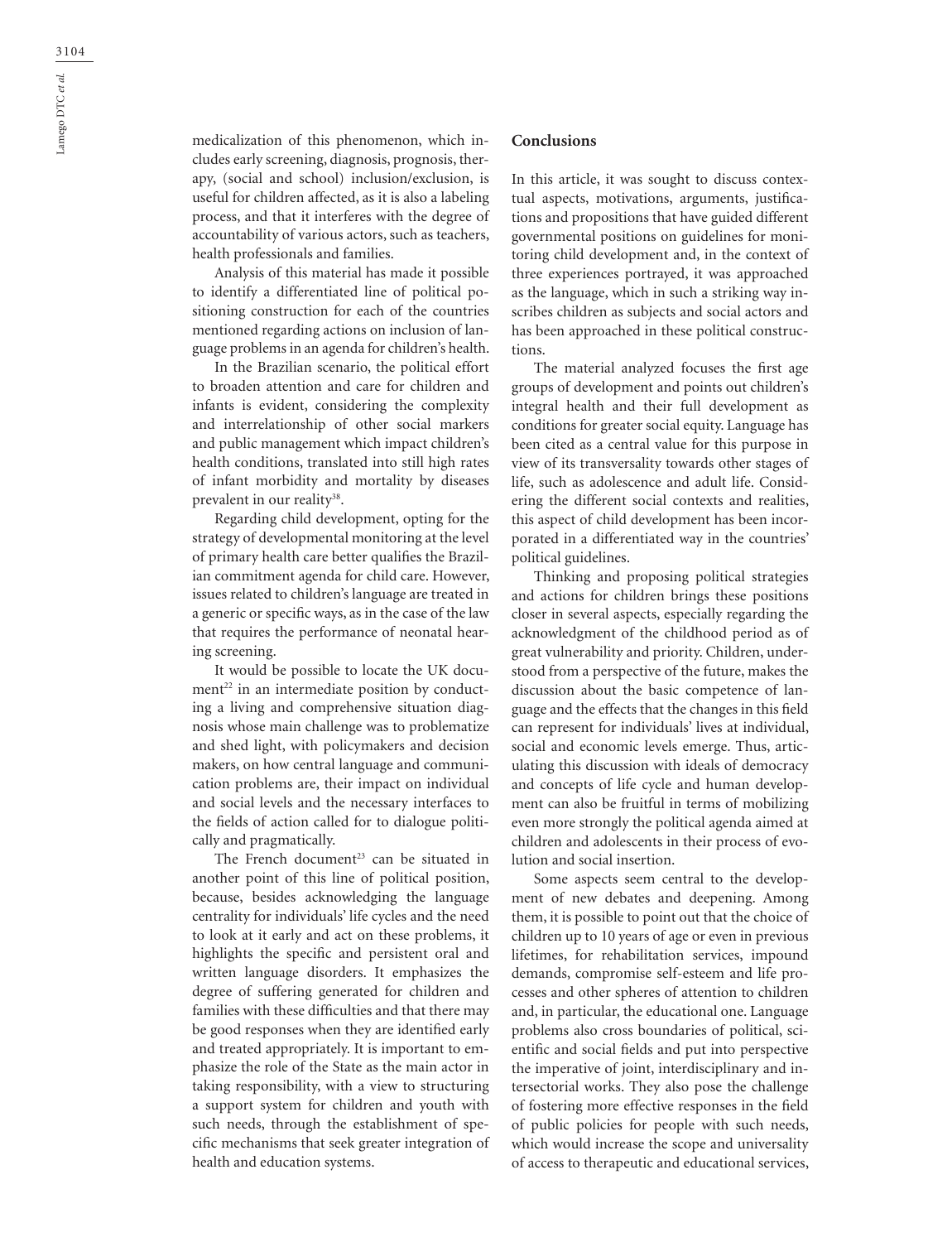medicalization of this phenomenon, which includes early screening, diagnosis, prognosis, therapy, (social and school) inclusion/exclusion, is useful for children affected, as it is also a labeling process, and that it interferes with the degree of accountability of various actors, such as teachers, health professionals and families.

Analysis of this material has made it possible to identify a differentiated line of political positioning construction for each of the countries mentioned regarding actions on inclusion of language problems in an agenda for children's health.

In the Brazilian scenario, the political effort to broaden attention and care for children and infants is evident, considering the complexity and interrelationship of other social markers and public management which impact children's health conditions, translated into still high rates of infant morbidity and mortality by diseases prevalent in our reality[38].

Regarding child development, opting for the strategy of developmental monitoring at the level of primary health care better qualifies the Brazilian commitment agenda for child care. However, issues related to children's language are treated in a generic or specific ways, as in the case of the law that requires the performance of neonatal hearing screening.

It would be possible to locate the UK document[22] in an intermediate position by conducting a living and comprehensive situation diagnosis whose main challenge was to problematize and shed light, with policymakers and decision makers, on how central language and communication problems are, their impact on individual and social levels and the necessary interfaces to the fields of action called for to dialogue politically and pragmatically.

The French document[23] can be situated in another point of this line of political position, because, besides acknowledging the language centrality for individuals' life cycles and the need to look at it early and act on these problems, it highlights the specific and persistent oral and written language disorders. It emphasizes the degree of suffering generated for children and families with these difficulties and that there may be good responses when they are identified early and treated appropriately. It is important to emphasize the role of the State as the main actor in taking responsibility, with a view to structuring a support system for children and youth with such needs, through the establishment of specific mechanisms that seek greater integration of health and education systems.

## Conclusions

In this article, it was sought to discuss contextual aspects, motivations, arguments, justifications and propositions that have guided different governmental positions on guidelines for monitoring child development and, in the context of three experiences portrayed, it was approached as the language, which in such a striking way inscribes children as subjects and social actors and has been approached in these political constructions.

The material analyzed focuses the first age groups of development and points out children's integral health and their full development as conditions for greater social equity. Language has been cited as a central value for this purpose in view of its transversality towards other stages of life, such as adolescence and adult life. Considering the different social contexts and realities, this aspect of child development has been incorporated in a differentiated way in the countries' political guidelines.

Thinking and proposing political strategies and actions for children brings these positions closer in several aspects, especially regarding the acknowledgment of the childhood period as of great vulnerability and priority. Children, understood from a perspective of the future, makes the discussion about the basic competence of language and the effects that the changes in this field can represent for individuals' lives at individual, social and economic levels emerge. Thus, articulating this discussion with ideals of democracy and concepts of life cycle and human development can also be fruitful in terms of mobilizing even more strongly the political agenda aimed at children and adolescents in their process of evolution and social insertion.

Some aspects seem central to the development of new debates and deepening. Among them, it is possible to point out that the choice of children up to 10 years of age or even in previous lifetimes, for rehabilitation services, impound demands, compromise self-esteem and life processes and other spheres of attention to children and, in particular, the educational one. Language problems also cross boundaries of political, scientific and social fields and put into perspective the imperative of joint, interdisciplinary and intersectorial works. They also pose the challenge of fostering more effective responses in the field of public policies for people with such needs, which would increase the scope and universality of access to therapeutic and educational services,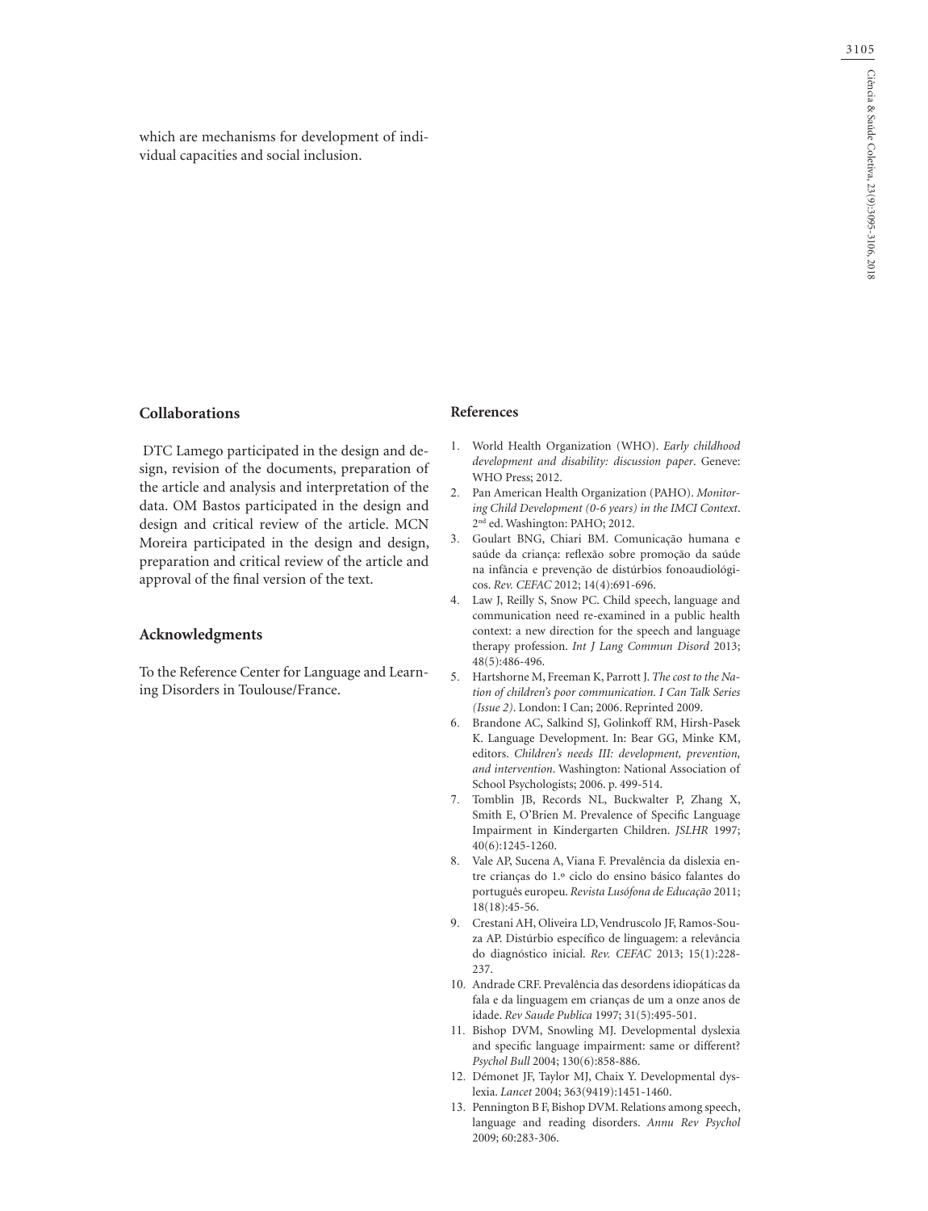which are mechanisms for development of individual capacities and social inclusion.

## Collaborations

DTC Lamego participated in the design and design, revision of the documents, preparation of the article and analysis and interpretation of the data. OM Bastos participated in the design and design and critical review of the article. MCN Moreira participated in the design and design, preparation and critical review of the article and approval of the final version of the text.

## Acknowledgments

To the Reference Center for Language and Learning Disorders in Toulouse/France.

## References

1. World Health Organization (WHO). *Early childhood development and disability: discussion paper*. Geneve: WHO Press; 2012.
2. Pan American Health Organization (PAHO). *Monitoring Child Development (0-6 years) in the IMCI Context*. 2nd ed. Washington: PAHO; 2012.
3. Goulart BNG, Chiari BM. Comunicação humana e saúde da criança: reflexão sobre promoção da saúde na infância e prevenção de distúrbios fonoaudiológicos. *Rev. CEFAC* 2012; 14(4):691-696.
4. Law J, Reilly S, Snow PC. Child speech, language and communication need re-examined in a public health context: a new direction for the speech and language therapy profession. *Int J Lang Commun Disord* 2013; 48(5):486-496.
5. Hartshorne M, Freeman K, Parrott J. *The cost to the Nation of children's poor communication. I Can Talk Series (Issue 2)*. London: I Can; 2006. Reprinted 2009.
6. Brandone AC, Salkind SJ, Golinkoff RM, Hirsh-Pasek K. Language Development. In: Bear GG, Minke KM, editors. *Children's needs III: development, prevention, and intervention*. Washington: National Association of School Psychologists; 2006. p. 499-514.
7. Tomblin JB, Records NL, Buckwalter P, Zhang X, Smith E, O'Brien M. Prevalence of Specific Language Impairment in Kindergarten Children. *JSLHR* 1997; 40(6):1245-1260.
8. Vale AP, Sucena A, Viana F. Prevalência da dislexia entre crianças do 1.º ciclo do ensino básico falantes do português europeu. *Revista Lusófona de Educação* 2011; 18(18):45-56.
9. Crestani AH, Oliveira LD, Vendruscolo JF, Ramos-Souza AP. Distúrbio específico de linguagem: a relevância do diagnóstico inicial. *Rev. CEFAC* 2013; 15(1):228-237.
10. Andrade CRF. Prevalência das desordens idiopáticas da fala e da linguagem em crianças de um a onze anos de idade. *Rev Saude Publica* 1997; 31(5):495-501.
11. Bishop DVM, Snowling MJ. Developmental dyslexia and specific language impairment: same or different? *Psychol Bull* 2004; 130(6):858-886.
12. Démonet JF, Taylor MJ, Chaix Y. Developmental dyslexia. *Lancet* 2004; 363(9419):1451-1460.
13. Pennington B F, Bishop DVM. Relations among speech, language and reading disorders. *Annu Rev Psychol* 2009; 60:283-306.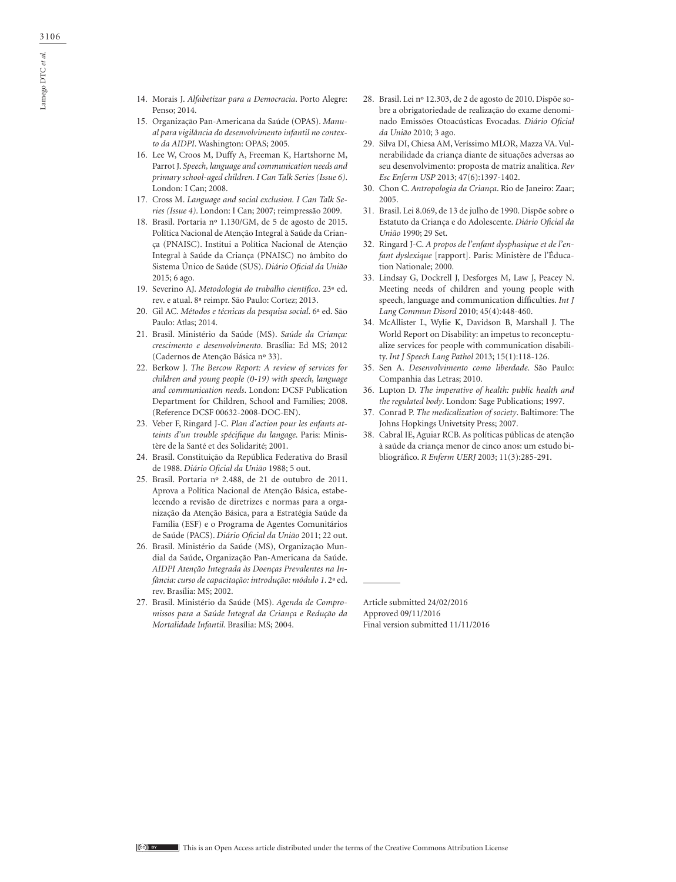14. Morais J. *Alfabetizar para a Democracia*. Porto Alegre: Penso; 2014.
15. Organização Pan-Americana da Saúde (OPAS). *Manual para vigilância do desenvolvimento infantil no contexto da AIDPI*. Washington: OPAS; 2005.
16. Lee W, Croos M, Duffy A, Freeman K, Hartshorne M, Parrot J. *Speech, language and communication needs and primary school-aged children. I Can Talk Series (Issue 6)*. London: I Can; 2008.
17. Cross M. *Language and social exclusion. I Can Talk Series (Issue 4)*. London: I Can; 2007; reimpressão 2009.
18. Brasil. Portaria nº 1.130/GM, de 5 de agosto de 2015. Política Nacional de Atenção Integral à Saúde da Criança (PNAISC). Institui a Política Nacional de Atenção Integral à Saúde da Criança (PNAISC) no âmbito do Sistema Único de Saúde (SUS). *Diário Oficial da União* 2015; 6 ago.
19. Severino AJ. *Metodologia do trabalho científico*. 23ª ed. rev. e atual. 8ª reimpr. São Paulo: Cortez; 2013.
20. Gil AC. *Métodos e técnicas da pesquisa social*. 6ª ed. São Paulo: Atlas; 2014.
21. Brasil. Ministério da Saúde (MS). *Saúde da Criança: crescimento e desenvolvimento*. Brasília: Ed MS; 2012 (Cadernos de Atenção Básica nº 33).
22. Berkow J. *The Bercow Report: A review of services for children and young people (0-19) with speech, language and communication needs*. London: DCSF Publication Department for Children, School and Families; 2008. (Reference DCSF 00632-2008-DOC-EN).
23. Veber F, Ringard J-C. *Plan d'action pour les enfants atteints d'un trouble spécifique du langage*. Paris: Ministère de la Santé et des Solidarité; 2001.
24. Brasil. Constituição da República Federativa do Brasil de 1988. *Diário Oficial da União* 1988; 5 out.
25. Brasil. Portaria nº 2.488, de 21 de outubro de 2011. Aprova a Política Nacional de Atenção Básica, estabelecendo a revisão de diretrizes e normas para a organização da Atenção Básica, para a Estratégia Saúde da Família (ESF) e o Programa de Agentes Comunitários de Saúde (PACS). *Diário Oficial da União* 2011; 22 out.
26. Brasil. Ministério da Saúde (MS), Organização Mundial da Saúde, Organização Pan-Americana da Saúde. *AIDPI Atenção Integrada às Doenças Prevalentes na Infância: curso de capacitação: introdução: módulo 1*. 2ª ed. rev. Brasília: MS; 2002.
27. Brasil. Ministério da Saúde (MS). *Agenda de Compromissos para a Saúde Integral da Criança e Redução da Mortalidade Infantil*. Brasília: MS; 2004.
28. Brasil. Lei nº 12.303, de 2 de agosto de 2010. Dispõe sobre a obrigatoriedade de realização do exame denominado Emissões Otoacústicas Evocadas. *Diário Oficial da União* 2010; 3 ago.
29. Silva DI, Chiesa AM, Veríssimo MLOR, Mazza VA. Vulnerabilidade da criança diante de situações adversas ao seu desenvolvimento: proposta de matriz analítica. *Rev Esc Enferm USP* 2013; 47(6):1397-1402.
30. Chon C. *Antropologia da Criança*. Rio de Janeiro: Zaar; 2005.
31. Brasil. Lei 8.069, de 13 de julho de 1990. Dispõe sobre o Estatuto da Criança e do Adolescente. *Diário Oficial da União* 1990; 29 Set.
32. Ringard J-C. *A propos de l'enfant dysphasique et de l'enfant dyslexique* [rapport]. Paris: Ministère de l'Éducation Nationale; 2000.
33. Lindsay G, Dockrell J, Desforges M, Law J, Peacey N. Meeting needs of children and young people with speech, language and communication difficulties. *Int J Lang Commun Disord* 2010; 45(4):448-460.
34. McAllister L, Wylie K, Davidson B, Marshall J. The World Report on Disability: an impetus to reconceptualize services for people with communication disability. *Int J Speech Lang Pathol* 2013; 15(1):118-126.
35. Sen A. *Desenvolvimento como liberdade*. São Paulo: Companhia das Letras; 2010.
36. Lupton D. *The imperative of health: public health and the regulated body*. London: Sage Publications; 1997.
37. Conrad P. *The medicalization of society*. Baltimore: The Johns Hopkings Univetsity Press; 2007.
38. Cabral IE, Aguiar RCB. As políticas públicas de atenção à saúde da criança menor de cinco anos: um estudo bibliográfico. *R Enferm UERJ* 2003; 11(3):285-291.

Article submitted 24/02/2016
Approved 09/11/2016
Final version submitted 11/11/2016

This is an Open Access article distributed under the terms of the Creative Commons Attribution License